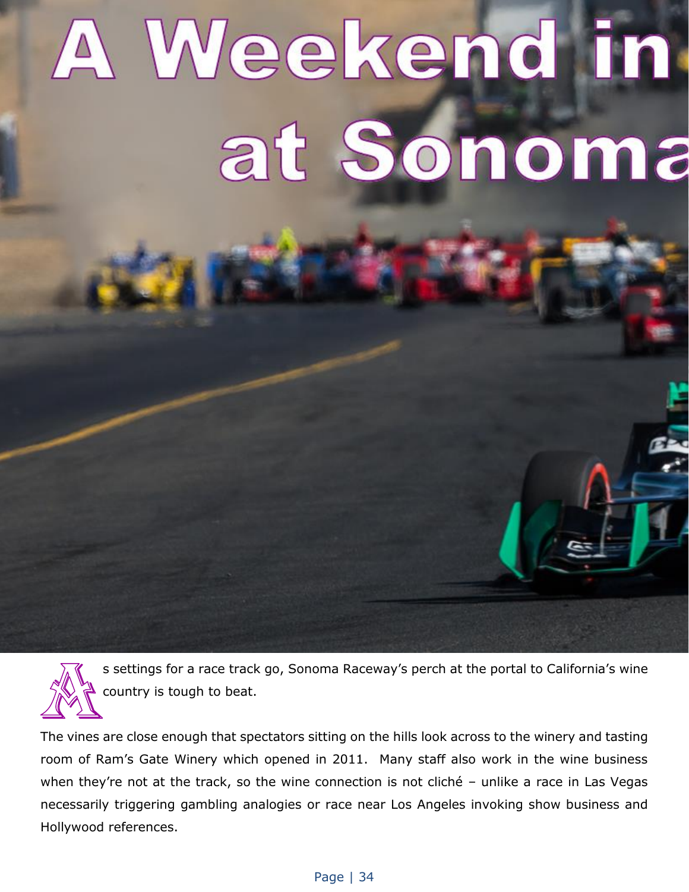# A Weekend in at Sonoma

As settings for a race track go, Sonoma Raceway's perch at the portal to California's wine country is tough to beat.

The vines are close enough that spectators sitting on the hills look across to the winery and tasting room of Ram's Gate Winery which opened in 2011. Many staff also work in the wine business when they're not at the track, so the wine connection is not cliché – unlike a race in Las Vegas necessarily triggering gambling analogies or race near Los Angeles invoking show business and Hollywood references.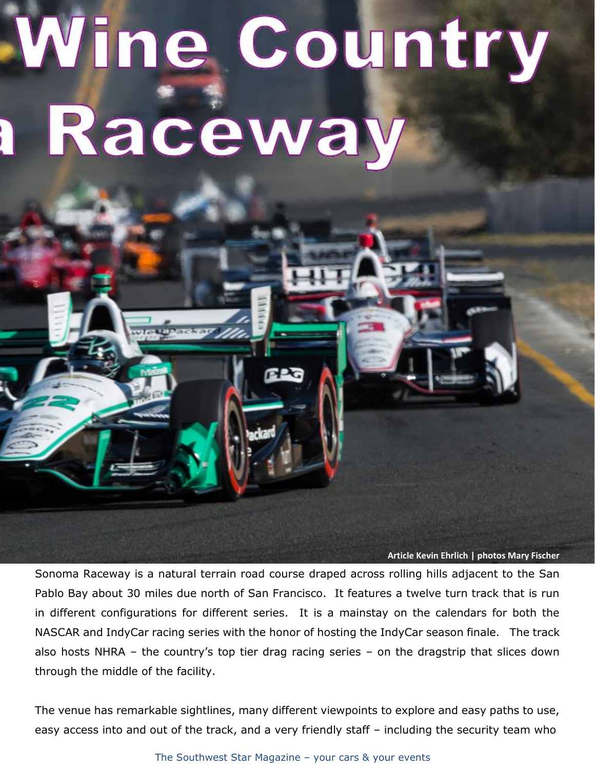# Wine Country a Raceway

**Article Kevin Ehrlich | photos Mary Fischer**

Sonoma Raceway is a natural terrain road course draped across rolling hills adjacent to the San Pablo Bay about 30 miles due north of San Francisco. It features a twelve turn track that is run in different configurations for different series. It is a mainstay on the calendars for both the NASCAR and IndyCar racing series with the honor of hosting the IndyCar season finale. The track also hosts NHRA – the country's top tier drag racing series – on the dragstrip that slices down through the middle of the facility.

The venue has remarkable sightlines, many different viewpoints to explore and easy paths to use, easy access into and out of the track, and a very friendly staff – including the security team who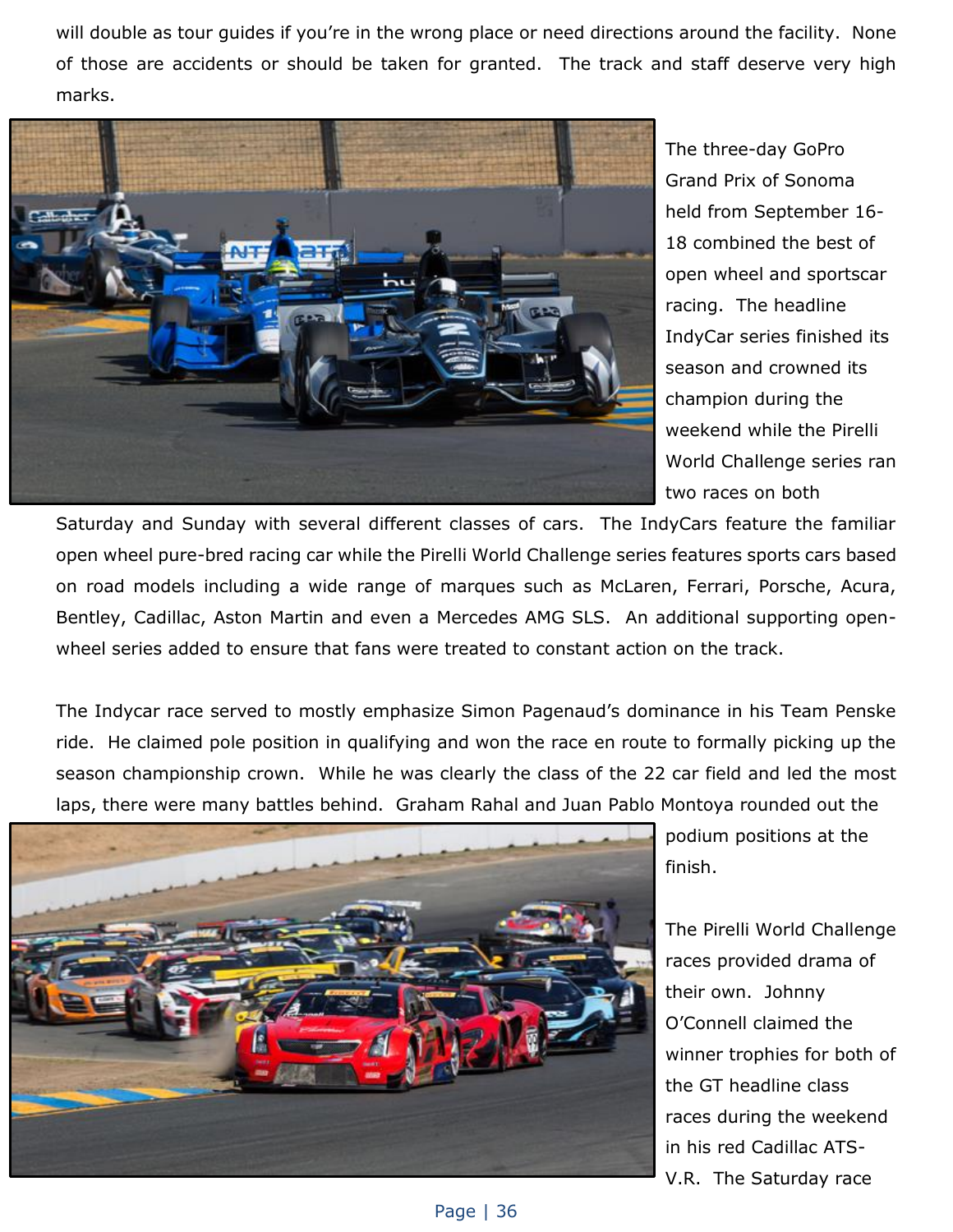will double as tour guides if you're in the wrong place or need directions around the facility. None of those are accidents or should be taken for granted. The track and staff deserve very high marks.

The three-day GoPro Grand Prix of Sonoma held from September 16-18 combined the best of open wheel and sportscar racing. The headline IndyCar series finished its season and crowned its champion during the weekend while the Pirelli World Challenge series ran two races on both Saturday and Sunday with several different classes of cars. The IndyCars feature the familiar open wheel pure-bred racing car while the Pirelli World Challenge series features sports cars based on road models including a wide range of marques such as McLaren, Ferrari, Porsche, Acura, Bentley, Cadillac, Aston Martin and even a Mercedes AMG SLS. An additional supporting open-wheel series added to ensure that fans were treated to constant action on the track.

The Indycar race served to mostly emphasize Simon Pagenaud's dominance in his Team Penske ride. He claimed pole position in qualifying and won the race en route to formally picking up the season championship crown. While he was clearly the class of the 22 car field and led the most laps, there were many battles behind. Graham Rahal and Juan Pablo Montoya rounded out the podium positions at the finish.

The Pirelli World Challenge races provided drama of their own. Johnny O'Connell claimed the winner trophies for both of the GT headline class races during the weekend in his red Cadillac ATS-V.R. The Saturday race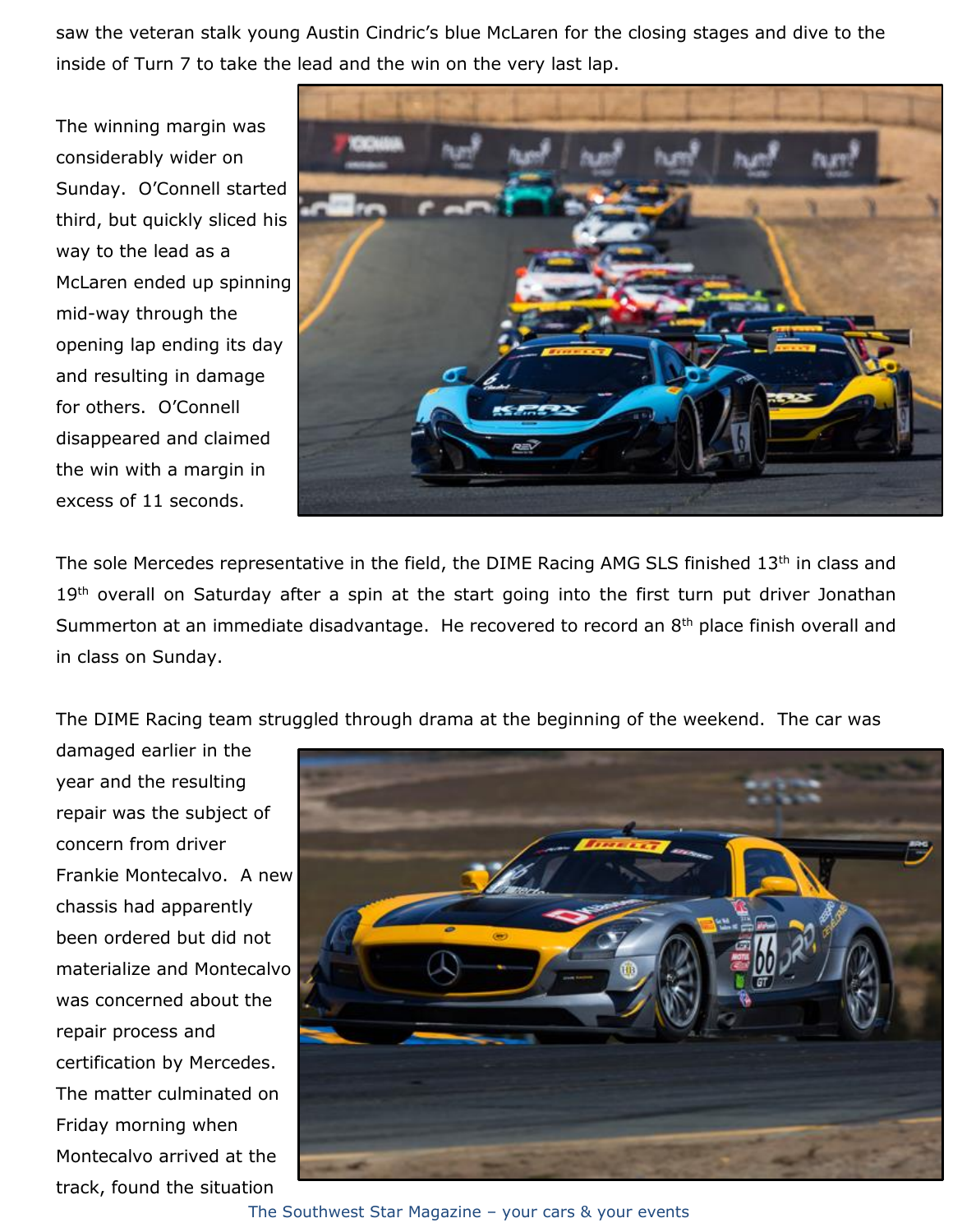saw the veteran stalk young Austin Cindric's blue McLaren for the closing stages and dive to the inside of Turn 7 to take the lead and the win on the very last lap.

The winning margin was considerably wider on Sunday. O'Connell started third, but quickly sliced his way to the lead as a McLaren ended up spinning mid-way through the opening lap ending its day and resulting in damage for others. O'Connell disappeared and claimed the win with a margin in excess of 11 seconds.

The sole Mercedes representative in the field, the DIME Racing AMG SLS finished 13th in class and 19th overall on Saturday after a spin at the start going into the first turn put driver Jonathan Summerton at an immediate disadvantage. He recovered to record an 8th place finish overall and in class on Sunday.

The DIME Racing team struggled through drama at the beginning of the weekend. The car was damaged earlier in the year and the resulting repair was the subject of concern from driver Frankie Montecalvo. A new chassis had apparently been ordered but did not materialize and Montecalvo was concerned about the repair process and certification by Mercedes. The matter culminated on Friday morning when Montecalvo arrived at the track, found the situation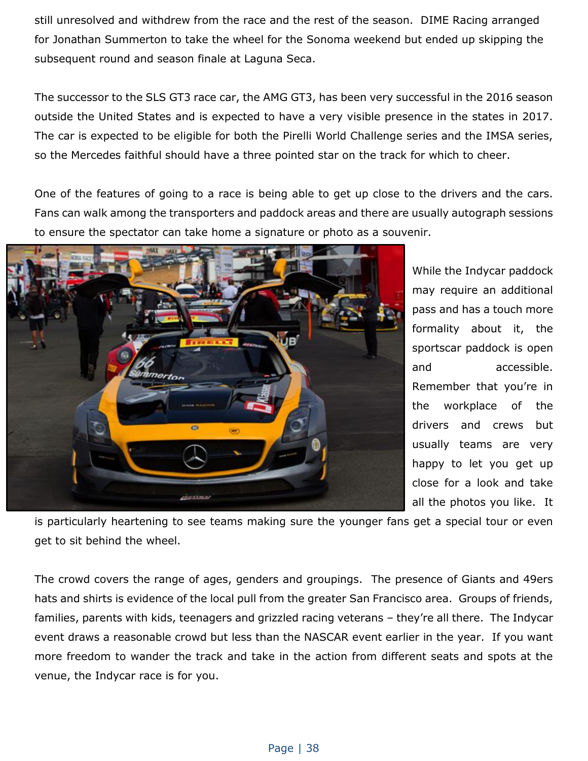still unresolved and withdrew from the race and the rest of the season. DIME Racing arranged for Jonathan Summerton to take the wheel for the Sonoma weekend but ended up skipping the subsequent round and season finale at Laguna Seca.

The successor to the SLS GT3 race car, the AMG GT3, has been very successful in the 2016 season outside the United States and is expected to have a very visible presence in the states in 2017. The car is expected to be eligible for both the Pirelli World Challenge series and the IMSA series, so the Mercedes faithful should have a three pointed star on the track for which to cheer.

One of the features of going to a race is being able to get up close to the drivers and the cars. Fans can walk among the transporters and paddock areas and there are usually autograph sessions to ensure the spectator can take home a signature or photo as a souvenir.

While the Indycar paddock may require an additional pass and has a touch more formality about it, the sportscar paddock is open and accessible. Remember that you're in the workplace of the drivers and crews but usually teams are very happy to let you get up close for a look and take all the photos you like. It is particularly heartening to see teams making sure the younger fans get a special tour or even get to sit behind the wheel.

The crowd covers the range of ages, genders and groupings. The presence of Giants and 49ers hats and shirts is evidence of the local pull from the greater San Francisco area. Groups of friends, families, parents with kids, teenagers and grizzled racing veterans – they're all there. The Indycar event draws a reasonable crowd but less than the NASCAR event earlier in the year. If you want more freedom to wander the track and take in the action from different seats and spots at the venue, the Indycar race is for you.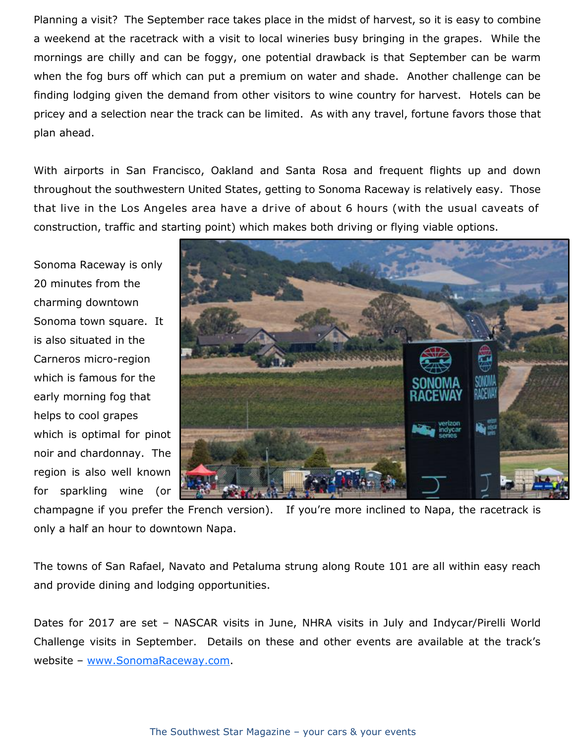Planning a visit? The September race takes place in the midst of harvest, so it is easy to combine a weekend at the racetrack with a visit to local wineries busy bringing in the grapes. While the mornings are chilly and can be foggy, one potential drawback is that September can be warm when the fog burs off which can put a premium on water and shade. Another challenge can be finding lodging given the demand from other visitors to wine country for harvest. Hotels can be pricey and a selection near the track can be limited. As with any travel, fortune favors those that plan ahead.

With airports in San Francisco, Oakland and Santa Rosa and frequent flights up and down throughout the southwestern United States, getting to Sonoma Raceway is relatively easy. Those that live in the Los Angeles area have a drive of about 6 hours (with the usual caveats of construction, traffic and starting point) which makes both driving or flying viable options.

Sonoma Raceway is only 20 minutes from the charming downtown Sonoma town square. It is also situated in the Carneros micro-region which is famous for the early morning fog that helps to cool grapes which is optimal for pinot noir and chardonnay. The region is also well known for sparkling wine (or champagne if you prefer the French version). If you're more inclined to Napa, the racetrack is only a half an hour to downtown Napa.

The towns of San Rafael, Navato and Petaluma strung along Route 101 are all within easy reach and provide dining and lodging opportunities.

Dates for 2017 are set – NASCAR visits in June, NHRA visits in July and Indycar/Pirelli World Challenge visits in September. Details on these and other events are available at the track's website – www.SonomaRaceway.com.